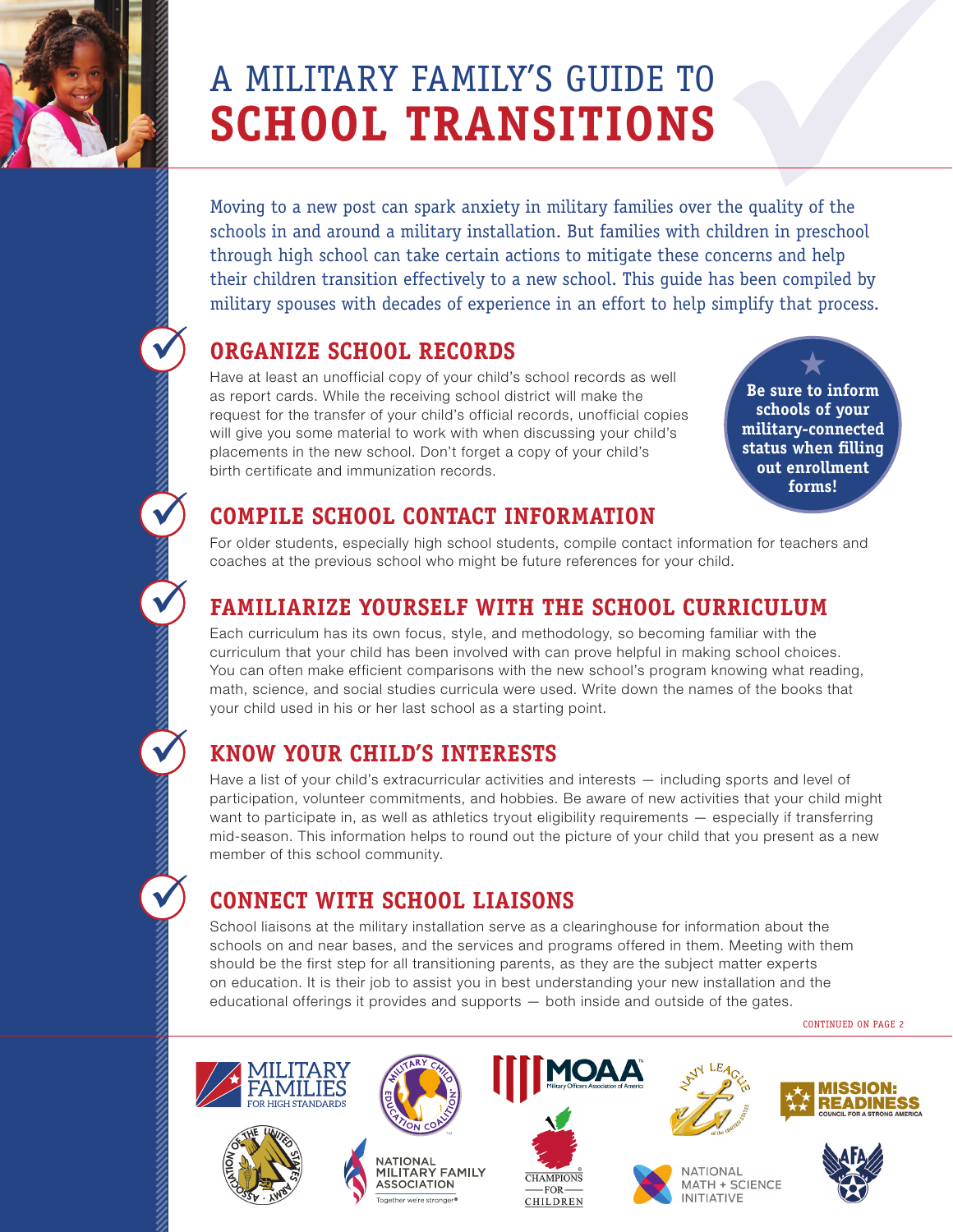# A MILITARY FAMILY'S GUIDE TO **SCHOOL TRANSITIONS**

Moving to a new post can spark anxiety in military families over the quality of the schools in and around a military installation. But families with children in preschool through high school can take certain actions to mitigate these concerns and help their children transition effectively to a new school. This guide has been compiled by military spouses with decades of experience in an effort to help simplify that process.

## ORGANIZE SCHOOL RECORDS

Have at least an unofficial copy of your child's school records as well as report cards. While the receiving school district will make the request for the transfer of your child's official records, unofficial copies will give you some material to work with when discussing your child's placements in the new school. Don't forget a copy of your child's birth certificate and immunization records.

**Be sure to inform schools of your military-connected status when filling out enrollment forms!**

## COMPILE SCHOOL CONTACT INFORMATION

For older students, especially high school students, compile contact information for teachers and coaches at the previous school who might be future references for your child.

## FAMILIARIZE YOURSELF WITH THE SCHOOL CURRICULUM

Each curriculum has its own focus, style, and methodology, so becoming familiar with the curriculum that your child has been involved with can prove helpful in making school choices. You can often make efficient comparisons with the new school's program knowing what reading, math, science, and social studies curricula were used. Write down the names of the books that your child used in his or her last school as a starting point.

## KNOW YOUR CHILD'S INTERESTS

Have a list of your child's extracurricular activities and interests — including sports and level of participation, volunteer commitments, and hobbies. Be aware of new activities that your child might want to participate in, as well as athletics tryout eligibility requirements — especially if transferring mid-season. This information helps to round out the picture of your child that you present as a new member of this school community.

## CONNECT WITH SCHOOL LIAISONS

School liaisons at the military installation serve as a clearinghouse for information about the schools on and near bases, and the services and programs offered in them. Meeting with them should be the first step for all transitioning parents, as they are the subject matter experts on education. It is their job to assist you in best understanding your new installation and the educational offerings it provides and supports — both inside and outside of the gates.

CONTINUED ON PAGE 2

MILITARY FAMILIES FOR HIGH STANDARDS · MILITARY CHILD EDUCATION COALITION · MOAA Military Officers Association of America · NAVY LEAGUE of the United States · MISSION: READINESS COUNCIL FOR A STRONG AMERICA · ASSOCIATION OF THE UNITED STATES ARMY · NATIONAL MILITARY FAMILY ASSOCIATION Together we're stronger · CHAMPIONS FOR CHILDREN · NATIONAL MATH + SCIENCE INITIATIVE · AFA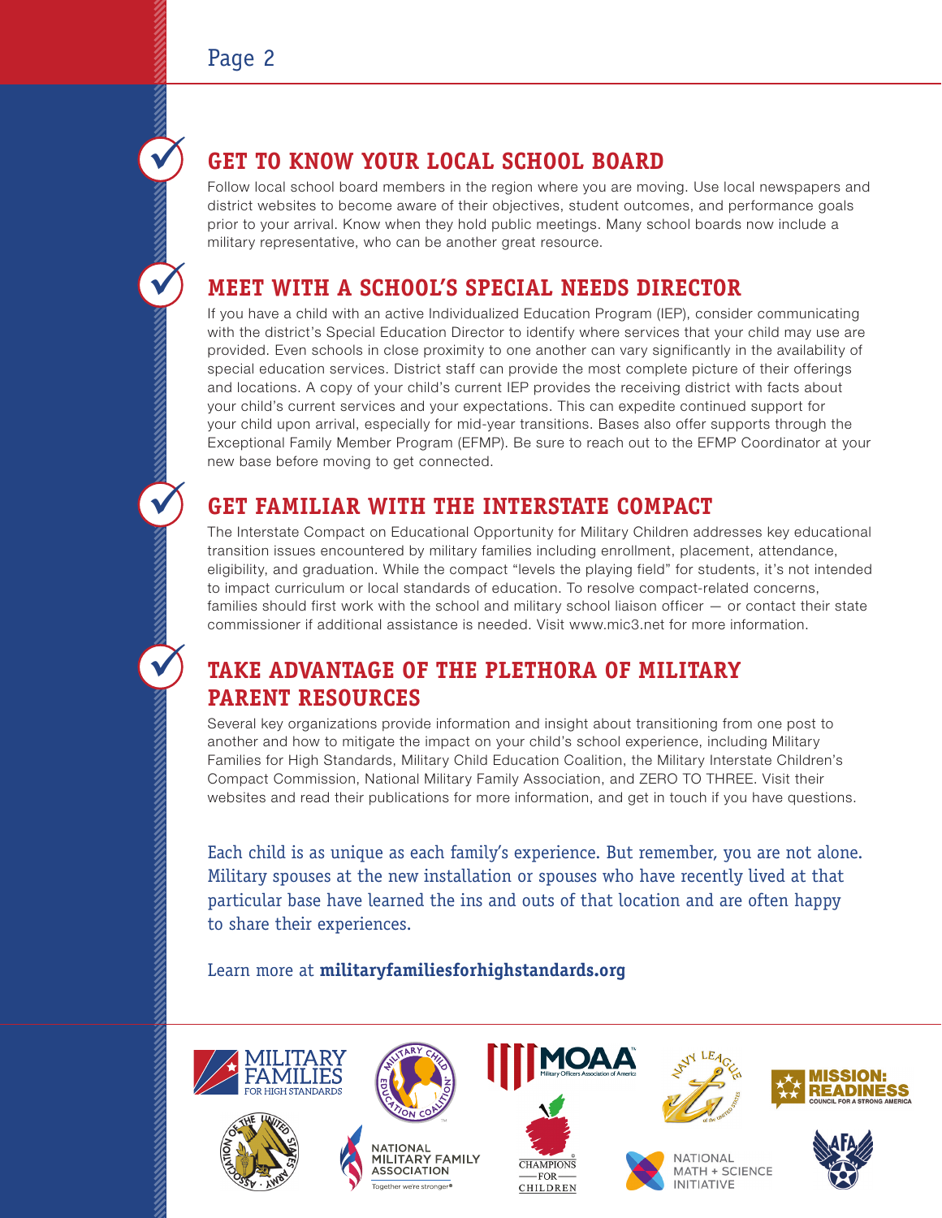## GET TO KNOW YOUR LOCAL SCHOOL BOARD

Follow local school board members in the region where you are moving. Use local newspapers and district websites to become aware of their objectives, student outcomes, and performance goals prior to your arrival. Know when they hold public meetings. Many school boards now include a military representative, who can be another great resource.

## MEET WITH A SCHOOL'S SPECIAL NEEDS DIRECTOR

If you have a child with an active Individualized Education Program (IEP), consider communicating with the district's Special Education Director to identify where services that your child may use are provided. Even schools in close proximity to one another can vary significantly in the availability of special education services. District staff can provide the most complete picture of their offerings and locations. A copy of your child's current IEP provides the receiving district with facts about your child's current services and your expectations. This can expedite continued support for your child upon arrival, especially for mid-year transitions. Bases also offer supports through the Exceptional Family Member Program (EFMP). Be sure to reach out to the EFMP Coordinator at your new base before moving to get connected.

## GET FAMILIAR WITH THE INTERSTATE COMPACT

The Interstate Compact on Educational Opportunity for Military Children addresses key educational transition issues encountered by military families including enrollment, placement, attendance, eligibility, and graduation. While the compact "levels the playing field" for students, it's not intended to impact curriculum or local standards of education. To resolve compact-related concerns, families should first work with the school and military school liaison officer — or contact their state commissioner if additional assistance is needed. Visit www.mic3.net for more information.

## TAKE ADVANTAGE OF THE PLETHORA OF MILITARY PARENT RESOURCES

Several key organizations provide information and insight about transitioning from one post to another and how to mitigate the impact on your child's school experience, including Military Families for High Standards, Military Child Education Coalition, the Military Interstate Children's Compact Commission, National Military Family Association, and ZERO TO THREE. Visit their websites and read their publications for more information, and get in touch if you have questions.

Each child is as unique as each family's experience. But remember, you are not alone. Military spouses at the new installation or spouses who have recently lived at that particular base have learned the ins and outs of that location and are often happy to share their experiences.

Learn more at **militaryfamiliesforhighstandards.org**

MILITARY FAMILIES FOR HIGH STANDARDS

MILITARY CHILD EDUCATION COALITION

MOAA Military Officers Association of America

NAVY LEAGUE of the United States

MISSION: READINESS COUNCIL FOR A STRONG AMERICA

ASSOCIATION OF THE UNITED STATES ARMY

NATIONAL MILITARY FAMILY ASSOCIATION Together we're stronger

CHAMPIONS FOR CHILDREN

NATIONAL MATH + SCIENCE INITIATIVE

AFA